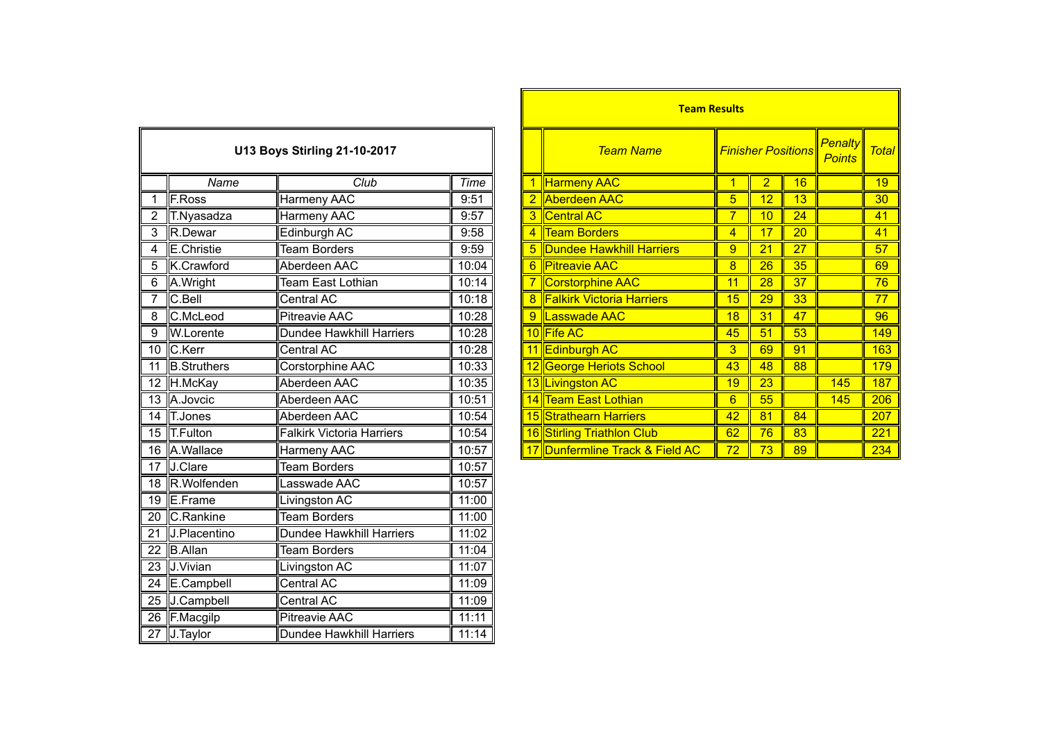## U13 Boys Stirling 21-10-2017

| | Name | Club | Time |
|---|---|---|---|
| 1 | F.Ross | Harmeny AAC | 9:51 |
| 2 | T.Nyasadza | Harmeny AAC | 9:57 |
| 3 | R.Dewar | Edinburgh AC | 9:58 |
| 4 | E.Christie | Team Borders | 9:59 |
| 5 | K.Crawford | Aberdeen AAC | 10:04 |
| 6 | A.Wright | Team East Lothian | 10:14 |
| 7 | C.Bell | Central AC | 10:18 |
| 8 | C.McLeod | Pitreavie AAC | 10:28 |
| 9 | W.Lorente | Dundee Hawkhill Harriers | 10:28 |
| 10 | C.Kerr | Central AC | 10:28 |
| 11 | B.Struthers | Corstorphine AAC | 10:33 |
| 12 | H.McKay | Aberdeen AAC | 10:35 |
| 13 | A.Jovcic | Aberdeen AAC | 10:51 |
| 14 | T.Jones | Aberdeen AAC | 10:54 |
| 15 | T.Fulton | Falkirk Victoria Harriers | 10:54 |
| 16 | A.Wallace | Harmeny AAC | 10:57 |
| 17 | J.Clare | Team Borders | 10:57 |
| 18 | R.Wolfenden | Lasswade AAC | 10:57 |
| 19 | E.Frame | Livingston AC | 11:00 |
| 20 | C.Rankine | Team Borders | 11:00 |
| 21 | J.Placentino | Dundee Hawkhill Harriers | 11:02 |
| 22 | B.Allan | Team Borders | 11:04 |
| 23 | J.Vivian | Livingston AC | 11:07 |
| 24 | E.Campbell | Central AC | 11:09 |
| 25 | J.Campbell | Central AC | 11:09 |
| 26 | F.Macgilp | Pitreavie AAC | 11:11 |
| 27 | J.Taylor | Dundee Hawkhill Harriers | 11:14 |

## Team Results

| | *Team Name* | *Finisher Positions* | | | *Penalty Points* | *Total* |
|---|---|---|---|---|---|---|
| 1 | Harmeny AAC | 1 | 2 | 16 | | 19 |
| 2 | Aberdeen AAC | 5 | 12 | 13 | | 30 |
| 3 | Central AC | 7 | 10 | 24 | | 41 |
| 4 | Team Borders | 4 | 17 | 20 | | 41 |
| 5 | Dundee Hawkhill Harriers | 9 | 21 | 27 | | 57 |
| 6 | Pitreavie AAC | 8 | 26 | 35 | | 69 |
| 7 | Corstorphine AAC | 11 | 28 | 37 | | 76 |
| 8 | Falkirk Victoria Harriers | 15 | 29 | 33 | | 77 |
| 9 | Lasswade AAC | 18 | 31 | 47 | | 96 |
| 10 | Fife AC | 45 | 51 | 53 | | 149 |
| 11 | Edinburgh AC | 3 | 69 | 91 | | 163 |
| 12 | George Heriots School | 43 | 48 | 88 | | 179 |
| 13 | Livingston AC | 19 | 23 | | 145 | 187 |
| 14 | Team East Lothian | 6 | 55 | | 145 | 206 |
| 15 | Strathearn Harriers | 42 | 81 | 84 | | 207 |
| 16 | Stirling Triathlon Club | 62 | 76 | 83 | | 221 |
| 17 | Dunfermline Track & Field AC | 72 | 73 | 89 | | 234 |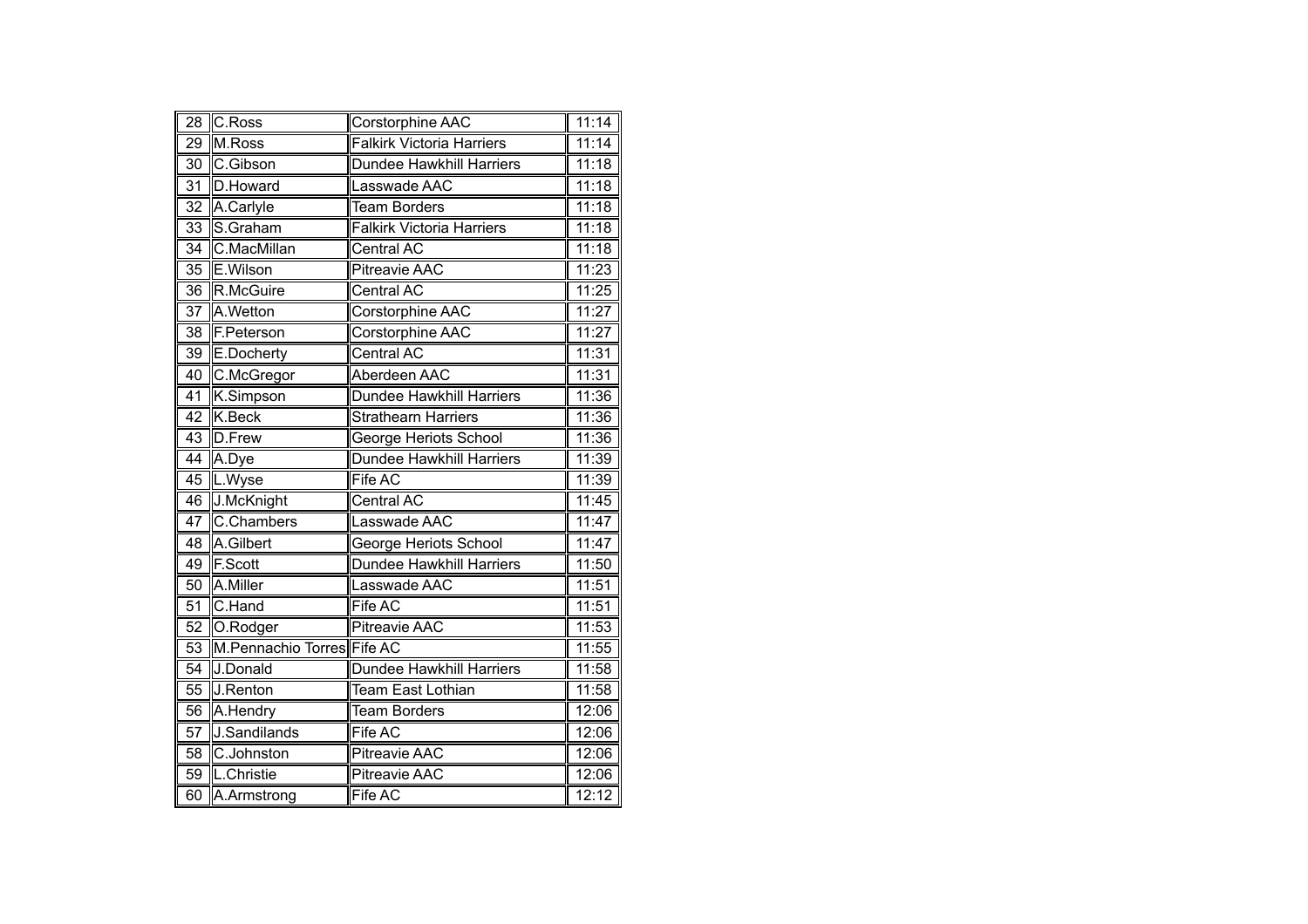| 28 | C.Ross | Corstorphine AAC | 11:14 |
|---|---|---|---|
| 29 | M.Ross | Falkirk Victoria Harriers | 11:14 |
| 30 | C.Gibson | Dundee Hawkhill Harriers | 11:18 |
| 31 | D.Howard | Lasswade AAC | 11:18 |
| 32 | A.Carlyle | Team Borders | 11:18 |
| 33 | S.Graham | Falkirk Victoria Harriers | 11:18 |
| 34 | C.MacMillan | Central AC | 11:18 |
| 35 | E.Wilson | Pitreavie AAC | 11:23 |
| 36 | R.McGuire | Central AC | 11:25 |
| 37 | A.Wetton | Corstorphine AAC | 11:27 |
| 38 | F.Peterson | Corstorphine AAC | 11:27 |
| 39 | E.Docherty | Central AC | 11:31 |
| 40 | C.McGregor | Aberdeen AAC | 11:31 |
| 41 | K.Simpson | Dundee Hawkhill Harriers | 11:36 |
| 42 | K.Beck | Strathearn Harriers | 11:36 |
| 43 | D.Frew | George Heriots School | 11:36 |
| 44 | A.Dye | Dundee Hawkhill Harriers | 11:39 |
| 45 | L.Wyse | Fife AC | 11:39 |
| 46 | J.McKnight | Central AC | 11:45 |
| 47 | C.Chambers | Lasswade AAC | 11:47 |
| 48 | A.Gilbert | George Heriots School | 11:47 |
| 49 | F.Scott | Dundee Hawkhill Harriers | 11:50 |
| 50 | A.Miller | Lasswade AAC | 11:51 |
| 51 | C.Hand | Fife AC | 11:51 |
| 52 | O.Rodger | Pitreavie AAC | 11:53 |
| 53 | M.Pennachio Torres | Fife AC | 11:55 |
| 54 | J.Donald | Dundee Hawkhill Harriers | 11:58 |
| 55 | J.Renton | Team East Lothian | 11:58 |
| 56 | A.Hendry | Team Borders | 12:06 |
| 57 | J.Sandilands | Fife AC | 12:06 |
| 58 | C.Johnston | Pitreavie AAC | 12:06 |
| 59 | L.Christie | Pitreavie AAC | 12:06 |
| 60 | A.Armstrong | Fife AC | 12:12 |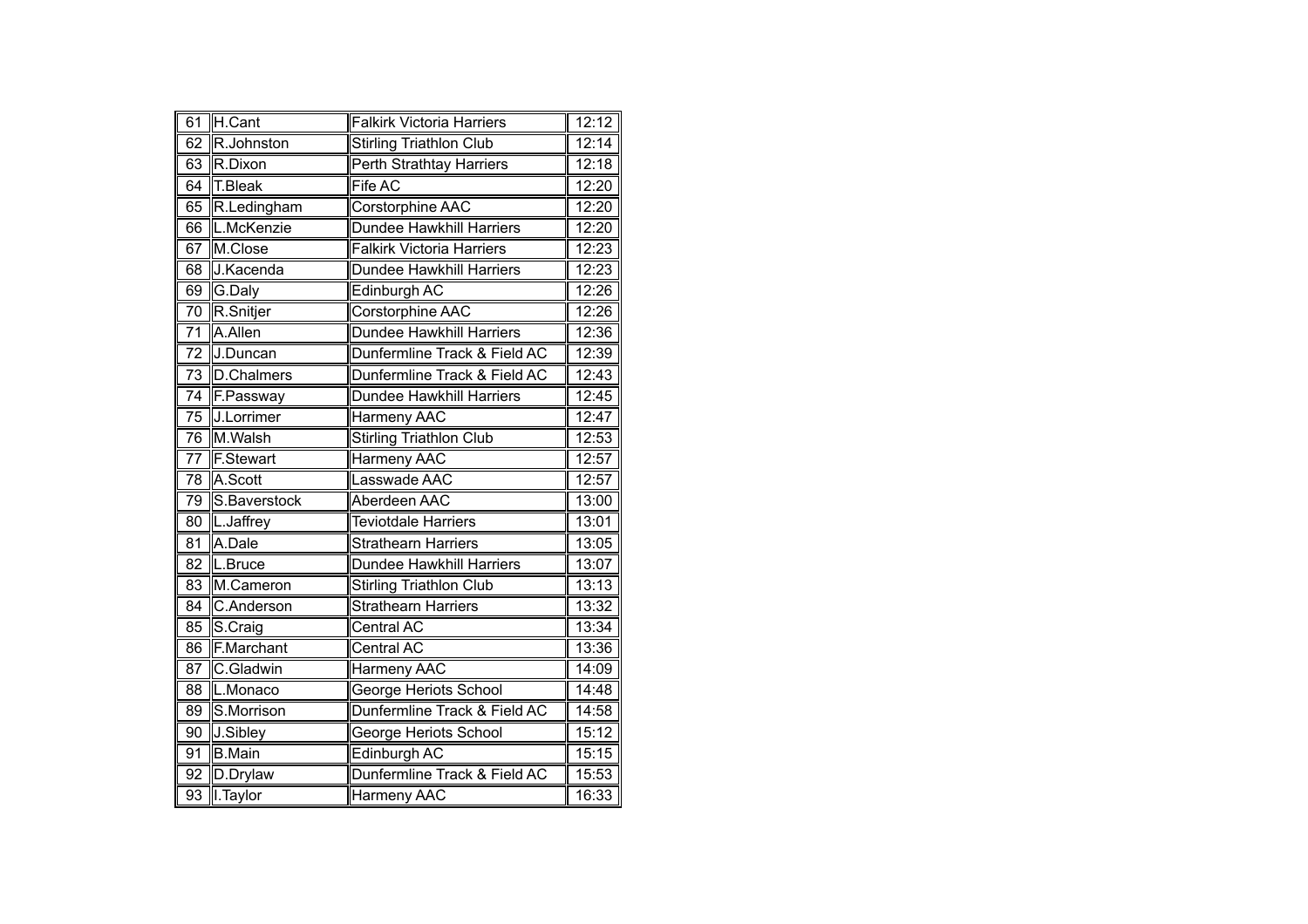| 61 | H.Cant | Falkirk Victoria Harriers | 12:12 |
|---|---|---|---|
| 62 | R.Johnston | Stirling Triathlon Club | 12:14 |
| 63 | R.Dixon | Perth Strathtay Harriers | 12:18 |
| 64 | T.Bleak | Fife AC | 12:20 |
| 65 | R.Ledingham | Corstorphine AAC | 12:20 |
| 66 | L.McKenzie | Dundee Hawkhill Harriers | 12:20 |
| 67 | M.Close | Falkirk Victoria Harriers | 12:23 |
| 68 | J.Kacenda | Dundee Hawkhill Harriers | 12:23 |
| 69 | G.Daly | Edinburgh AC | 12:26 |
| 70 | R.Snitjer | Corstorphine AAC | 12:26 |
| 71 | A.Allen | Dundee Hawkhill Harriers | 12:36 |
| 72 | J.Duncan | Dunfermline Track & Field AC | 12:39 |
| 73 | D.Chalmers | Dunfermline Track & Field AC | 12:43 |
| 74 | F.Passway | Dundee Hawkhill Harriers | 12:45 |
| 75 | J.Lorrimer | Harmeny AAC | 12:47 |
| 76 | M.Walsh | Stirling Triathlon Club | 12:53 |
| 77 | F.Stewart | Harmeny AAC | 12:57 |
| 78 | A.Scott | Lasswade AAC | 12:57 |
| 79 | S.Baverstock | Aberdeen AAC | 13:00 |
| 80 | L.Jaffrey | Teviotdale Harriers | 13:01 |
| 81 | A.Dale | Strathearn Harriers | 13:05 |
| 82 | L.Bruce | Dundee Hawkhill Harriers | 13:07 |
| 83 | M.Cameron | Stirling Triathlon Club | 13:13 |
| 84 | C.Anderson | Strathearn Harriers | 13:32 |
| 85 | S.Craig | Central AC | 13:34 |
| 86 | F.Marchant | Central AC | 13:36 |
| 87 | C.Gladwin | Harmeny AAC | 14:09 |
| 88 | L.Monaco | George Heriots School | 14:48 |
| 89 | S.Morrison | Dunfermline Track & Field AC | 14:58 |
| 90 | J.Sibley | George Heriots School | 15:12 |
| 91 | B.Main | Edinburgh AC | 15:15 |
| 92 | D.Drylaw | Dunfermline Track & Field AC | 15:53 |
| 93 | I.Taylor | Harmeny AAC | 16:33 |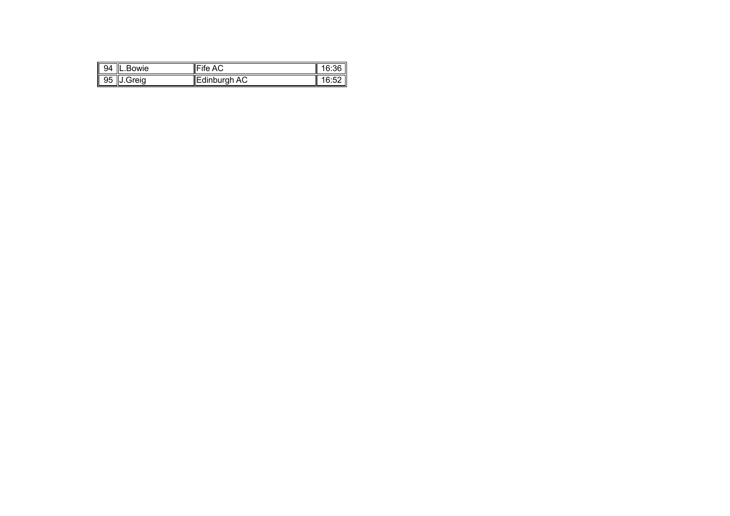| | | | |
|---|---|---|---|
| 94 | L.Bowie | Fife AC | 16:36 |
| 95 | J.Greig | Edinburgh AC | 16:52 |